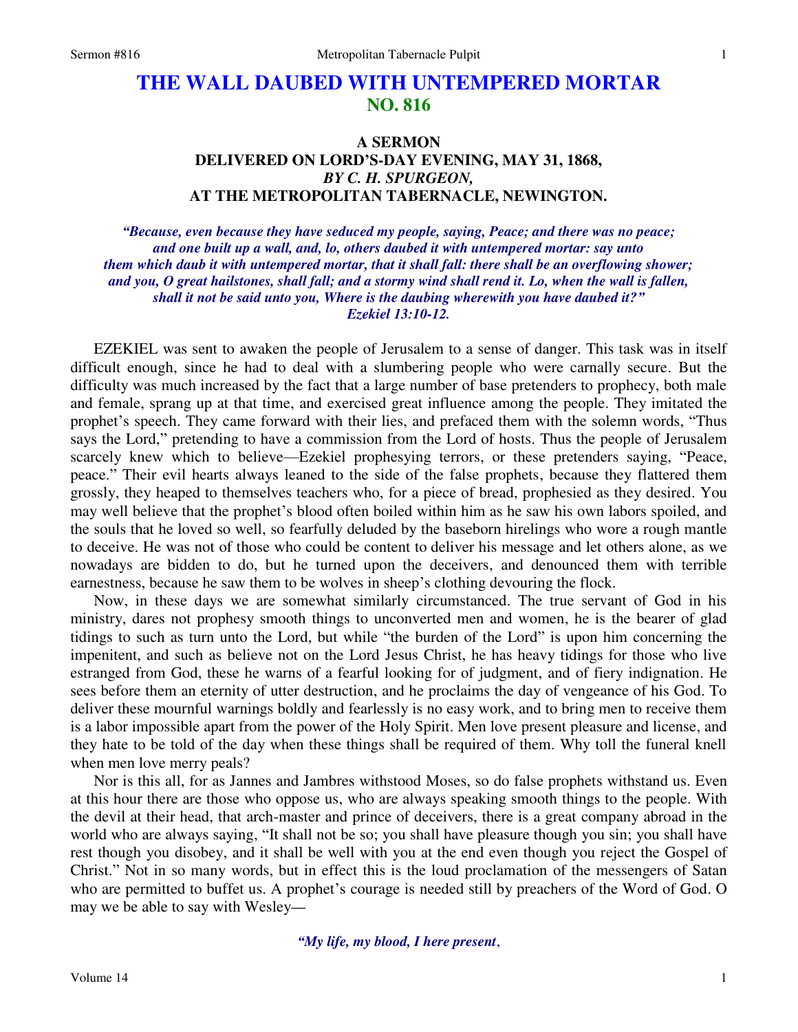# THE WALL DAUBED WITH UNTEMPERED MORTAR
## NO. 816

### A SERMON
### DELIVERED ON LORD'S-DAY EVENING, MAY 31, 1868,
### *BY C. H. SPURGEON,*
### AT THE METROPOLITAN TABERNACLE, NEWINGTON.

***"Because, even because they have seduced my people, saying, Peace; and there was no peace; and one built up a wall, and, lo, others daubed it with untempered mortar: say unto them which daub it with untempered mortar, that it shall fall: there shall be an overflowing shower; and you, O great hailstones, shall fall; and a stormy wind shall rend it. Lo, when the wall is fallen, shall it not be said unto you, Where is the daubing wherewith you have daubed it?" Ezekiel 13:10-12.***

EZEKIEL was sent to awaken the people of Jerusalem to a sense of danger. This task was in itself difficult enough, since he had to deal with a slumbering people who were carnally secure. But the difficulty was much increased by the fact that a large number of base pretenders to prophecy, both male and female, sprang up at that time, and exercised great influence among the people. They imitated the prophet's speech. They came forward with their lies, and prefaced them with the solemn words, "Thus says the Lord," pretending to have a commission from the Lord of hosts. Thus the people of Jerusalem scarcely knew which to believe—Ezekiel prophesying terrors, or these pretenders saying, "Peace, peace." Their evil hearts always leaned to the side of the false prophets, because they flattered them grossly, they heaped to themselves teachers who, for a piece of bread, prophesied as they desired. You may well believe that the prophet's blood often boiled within him as he saw his own labors spoiled, and the souls that he loved so well, so fearfully deluded by the baseborn hirelings who wore a rough mantle to deceive. He was not of those who could be content to deliver his message and let others alone, as we nowadays are bidden to do, but he turned upon the deceivers, and denounced them with terrible earnestness, because he saw them to be wolves in sheep's clothing devouring the flock.

Now, in these days we are somewhat similarly circumstanced. The true servant of God in his ministry, dares not prophesy smooth things to unconverted men and women, he is the bearer of glad tidings to such as turn unto the Lord, but while "the burden of the Lord" is upon him concerning the impenitent, and such as believe not on the Lord Jesus Christ, he has heavy tidings for those who live estranged from God, these he warns of a fearful looking for of judgment, and of fiery indignation. He sees before them an eternity of utter destruction, and he proclaims the day of vengeance of his God. To deliver these mournful warnings boldly and fearlessly is no easy work, and to bring men to receive them is a labor impossible apart from the power of the Holy Spirit. Men love present pleasure and license, and they hate to be told of the day when these things shall be required of them. Why toll the funeral knell when men love merry peals?

Nor is this all, for as Jannes and Jambres withstood Moses, so do false prophets withstand us. Even at this hour there are those who oppose us, who are always speaking smooth things to the people. With the devil at their head, that arch-master and prince of deceivers, there is a great company abroad in the world who are always saying, "It shall not be so; you shall have pleasure though you sin; you shall have rest though you disobey, and it shall be well with you at the end even though you reject the Gospel of Christ." Not in so many words, but in effect this is the loud proclamation of the messengers of Satan who are permitted to buffet us. A prophet's courage is needed still by preachers of the Word of God. O may we be able to say with Wesley—

*"My life, my blood, I here present,*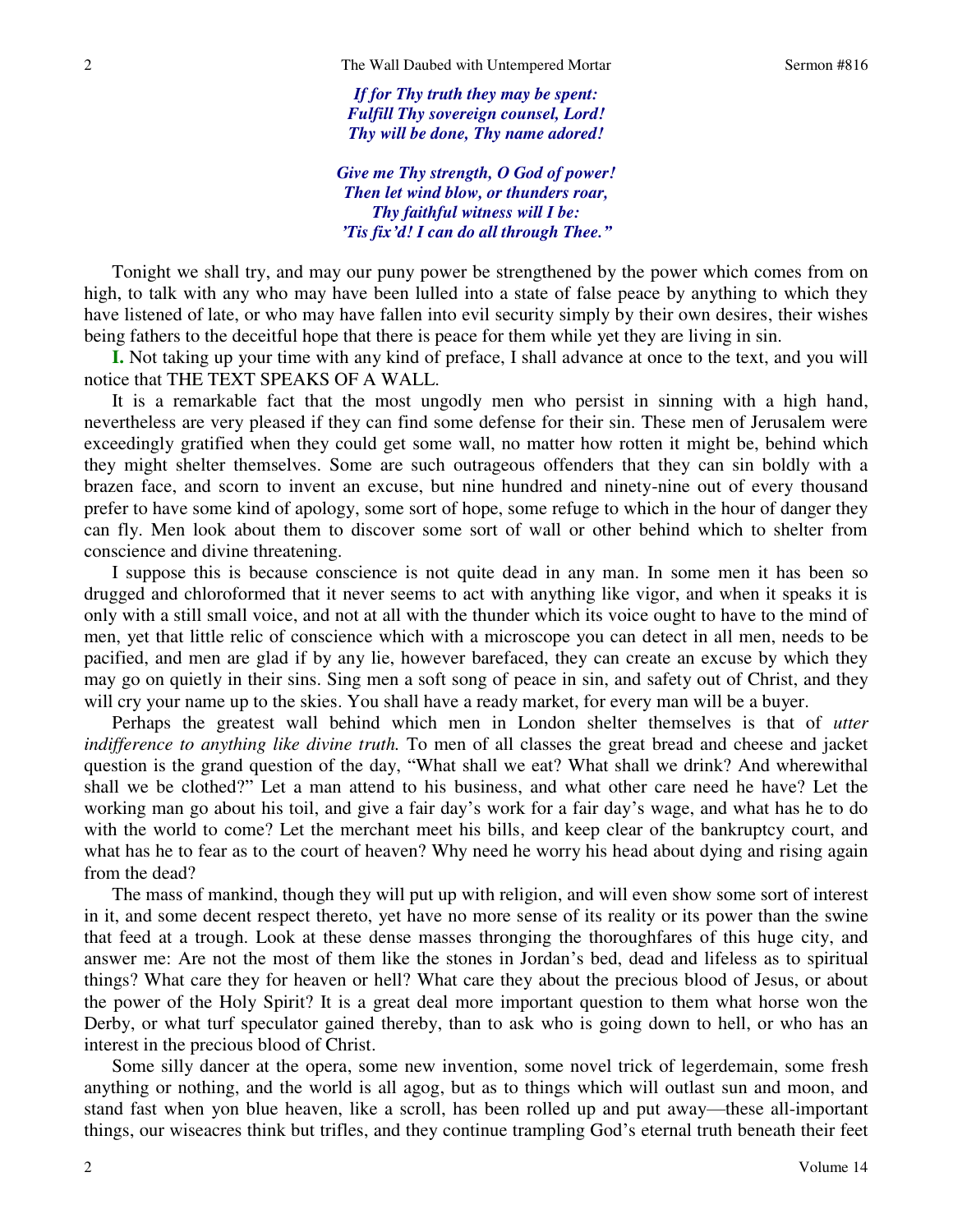*If for Thy truth they may be spent:*
*Fulfill Thy sovereign counsel, Lord!*
*Thy will be done, Thy name adored!*

*Give me Thy strength, O God of power!*
*Then let wind blow, or thunders roar,*
*Thy faithful witness will I be:*
*'Tis fix'd! I can do all through Thee."*

Tonight we shall try, and may our puny power be strengthened by the power which comes from on high, to talk with any who may have been lulled into a state of false peace by anything to which they have listened of late, or who may have fallen into evil security simply by their own desires, their wishes being fathers to the deceitful hope that there is peace for them while yet they are living in sin.

**I.** Not taking up your time with any kind of preface, I shall advance at once to the text, and you will notice that THE TEXT SPEAKS OF A WALL.

It is a remarkable fact that the most ungodly men who persist in sinning with a high hand, nevertheless are very pleased if they can find some defense for their sin. These men of Jerusalem were exceedingly gratified when they could get some wall, no matter how rotten it might be, behind which they might shelter themselves. Some are such outrageous offenders that they can sin boldly with a brazen face, and scorn to invent an excuse, but nine hundred and ninety-nine out of every thousand prefer to have some kind of apology, some sort of hope, some refuge to which in the hour of danger they can fly. Men look about them to discover some sort of wall or other behind which to shelter from conscience and divine threatening.

I suppose this is because conscience is not quite dead in any man. In some men it has been so drugged and chloroformed that it never seems to act with anything like vigor, and when it speaks it is only with a still small voice, and not at all with the thunder which its voice ought to have to the mind of men, yet that little relic of conscience which with a microscope you can detect in all men, needs to be pacified, and men are glad if by any lie, however barefaced, they can create an excuse by which they may go on quietly in their sins. Sing men a soft song of peace in sin, and safety out of Christ, and they will cry your name up to the skies. You shall have a ready market, for every man will be a buyer.

Perhaps the greatest wall behind which men in London shelter themselves is that of *utter indifference to anything like divine truth.* To men of all classes the great bread and cheese and jacket question is the grand question of the day, "What shall we eat? What shall we drink? And wherewithal shall we be clothed?" Let a man attend to his business, and what other care need he have? Let the working man go about his toil, and give a fair day's work for a fair day's wage, and what has he to do with the world to come? Let the merchant meet his bills, and keep clear of the bankruptcy court, and what has he to fear as to the court of heaven? Why need he worry his head about dying and rising again from the dead?

The mass of mankind, though they will put up with religion, and will even show some sort of interest in it, and some decent respect thereto, yet have no more sense of its reality or its power than the swine that feed at a trough. Look at these dense masses thronging the thoroughfares of this huge city, and answer me: Are not the most of them like the stones in Jordan's bed, dead and lifeless as to spiritual things? What care they for heaven or hell? What care they about the precious blood of Jesus, or about the power of the Holy Spirit? It is a great deal more important question to them what horse won the Derby, or what turf speculator gained thereby, than to ask who is going down to hell, or who has an interest in the precious blood of Christ.

Some silly dancer at the opera, some new invention, some novel trick of legerdemain, some fresh anything or nothing, and the world is all agog, but as to things which will outlast sun and moon, and stand fast when yon blue heaven, like a scroll, has been rolled up and put away—these all-important things, our wiseacres think but trifles, and they continue trampling God's eternal truth beneath their feet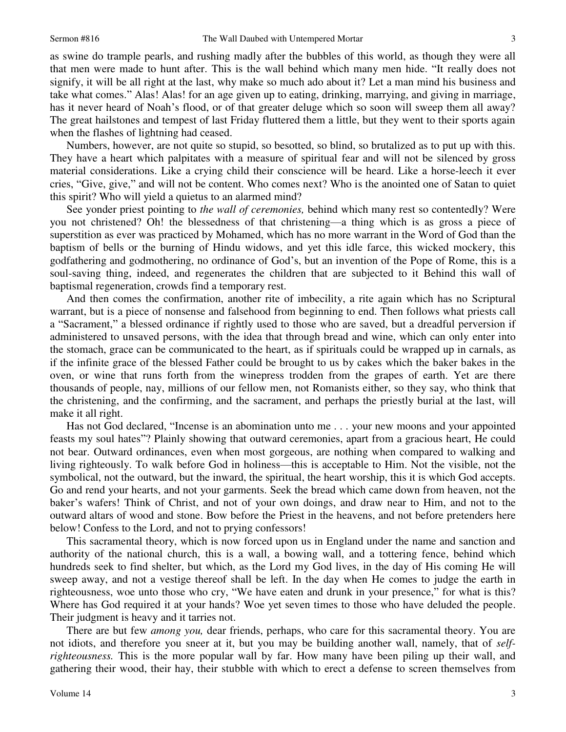as swine do trample pearls, and rushing madly after the bubbles of this world, as though they were all that men were made to hunt after. This is the wall behind which many men hide. "It really does not signify, it will be all right at the last, why make so much ado about it? Let a man mind his business and take what comes." Alas! Alas! for an age given up to eating, drinking, marrying, and giving in marriage, has it never heard of Noah's flood, or of that greater deluge which so soon will sweep them all away? The great hailstones and tempest of last Friday fluttered them a little, but they went to their sports again when the flashes of lightning had ceased.

Numbers, however, are not quite so stupid, so besotted, so blind, so brutalized as to put up with this. They have a heart which palpitates with a measure of spiritual fear and will not be silenced by gross material considerations. Like a crying child their conscience will be heard. Like a horse-leech it ever cries, "Give, give," and will not be content. Who comes next? Who is the anointed one of Satan to quiet this spirit? Who will yield a quietus to an alarmed mind?

See yonder priest pointing to *the wall of ceremonies,* behind which many rest so contentedly? Were you not christened? Oh! the blessedness of that christening—a thing which is as gross a piece of superstition as ever was practiced by Mohamed, which has no more warrant in the Word of God than the baptism of bells or the burning of Hindu widows, and yet this idle farce, this wicked mockery, this godfathering and godmothering, no ordinance of God's, but an invention of the Pope of Rome, this is a soul-saving thing, indeed, and regenerates the children that are subjected to it Behind this wall of baptismal regeneration, crowds find a temporary rest.

And then comes the confirmation, another rite of imbecility, a rite again which has no Scriptural warrant, but is a piece of nonsense and falsehood from beginning to end. Then follows what priests call a "Sacrament," a blessed ordinance if rightly used to those who are saved, but a dreadful perversion if administered to unsaved persons, with the idea that through bread and wine, which can only enter into the stomach, grace can be communicated to the heart, as if spirituals could be wrapped up in carnals, as if the infinite grace of the blessed Father could be brought to us by cakes which the baker bakes in the oven, or wine that runs forth from the winepress trodden from the grapes of earth. Yet are there thousands of people, nay, millions of our fellow men, not Romanists either, so they say, who think that the christening, and the confirming, and the sacrament, and perhaps the priestly burial at the last, will make it all right.

Has not God declared, "Incense is an abomination unto me . . . your new moons and your appointed feasts my soul hates"? Plainly showing that outward ceremonies, apart from a gracious heart, He could not bear. Outward ordinances, even when most gorgeous, are nothing when compared to walking and living righteously. To walk before God in holiness—this is acceptable to Him. Not the visible, not the symbolical, not the outward, but the inward, the spiritual, the heart worship, this it is which God accepts. Go and rend your hearts, and not your garments. Seek the bread which came down from heaven, not the baker's wafers! Think of Christ, and not of your own doings, and draw near to Him, and not to the outward altars of wood and stone. Bow before the Priest in the heavens, and not before pretenders here below! Confess to the Lord, and not to prying confessors!

This sacramental theory, which is now forced upon us in England under the name and sanction and authority of the national church, this is a wall, a bowing wall, and a tottering fence, behind which hundreds seek to find shelter, but which, as the Lord my God lives, in the day of His coming He will sweep away, and not a vestige thereof shall be left. In the day when He comes to judge the earth in righteousness, woe unto those who cry, "We have eaten and drunk in your presence," for what is this? Where has God required it at your hands? Woe yet seven times to those who have deluded the people. Their judgment is heavy and it tarries not.

There are but few *among you,* dear friends, perhaps, who care for this sacramental theory. You are not idiots, and therefore you sneer at it, but you may be building another wall, namely, that of *self-righteousness.* This is the more popular wall by far. How many have been piling up their wall, and gathering their wood, their hay, their stubble with which to erect a defense to screen themselves from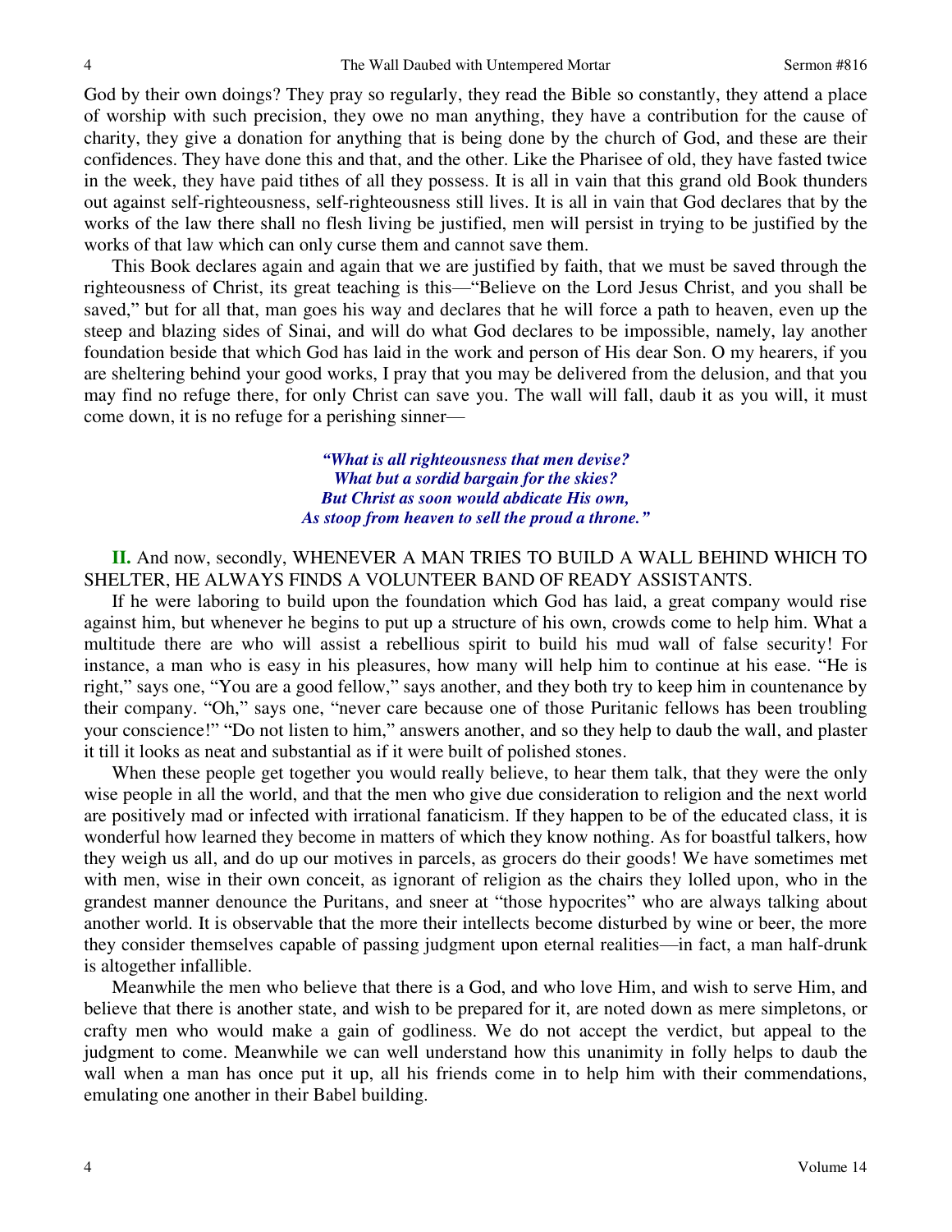God by their own doings? They pray so regularly, they read the Bible so constantly, they attend a place of worship with such precision, they owe no man anything, they have a contribution for the cause of charity, they give a donation for anything that is being done by the church of God, and these are their confidences. They have done this and that, and the other. Like the Pharisee of old, they have fasted twice in the week, they have paid tithes of all they possess. It is all in vain that this grand old Book thunders out against self-righteousness, self-righteousness still lives. It is all in vain that God declares that by the works of the law there shall no flesh living be justified, men will persist in trying to be justified by the works of that law which can only curse them and cannot save them.

This Book declares again and again that we are justified by faith, that we must be saved through the righteousness of Christ, its great teaching is this—"Believe on the Lord Jesus Christ, and you shall be saved," but for all that, man goes his way and declares that he will force a path to heaven, even up the steep and blazing sides of Sinai, and will do what God declares to be impossible, namely, lay another foundation beside that which God has laid in the work and person of His dear Son. O my hearers, if you are sheltering behind your good works, I pray that you may be delivered from the delusion, and that you may find no refuge there, for only Christ can save you. The wall will fall, daub it as you will, it must come down, it is no refuge for a perishing sinner—

> *"What is all righteousness that men devise?*
> *What but a sordid bargain for the skies?*
> *But Christ as soon would abdicate His own,*
> *As stoop from heaven to sell the proud a throne."*

**II.** And now, secondly, WHENEVER A MAN TRIES TO BUILD A WALL BEHIND WHICH TO SHELTER, HE ALWAYS FINDS A VOLUNTEER BAND OF READY ASSISTANTS.

If he were laboring to build upon the foundation which God has laid, a great company would rise against him, but whenever he begins to put up a structure of his own, crowds come to help him. What a multitude there are who will assist a rebellious spirit to build his mud wall of false security! For instance, a man who is easy in his pleasures, how many will help him to continue at his ease. "He is right," says one, "You are a good fellow," says another, and they both try to keep him in countenance by their company. "Oh," says one, "never care because one of those Puritanic fellows has been troubling your conscience!" "Do not listen to him," answers another, and so they help to daub the wall, and plaster it till it looks as neat and substantial as if it were built of polished stones.

When these people get together you would really believe, to hear them talk, that they were the only wise people in all the world, and that the men who give due consideration to religion and the next world are positively mad or infected with irrational fanaticism. If they happen to be of the educated class, it is wonderful how learned they become in matters of which they know nothing. As for boastful talkers, how they weigh us all, and do up our motives in parcels, as grocers do their goods! We have sometimes met with men, wise in their own conceit, as ignorant of religion as the chairs they lolled upon, who in the grandest manner denounce the Puritans, and sneer at "those hypocrites" who are always talking about another world. It is observable that the more their intellects become disturbed by wine or beer, the more they consider themselves capable of passing judgment upon eternal realities—in fact, a man half-drunk is altogether infallible.

Meanwhile the men who believe that there is a God, and who love Him, and wish to serve Him, and believe that there is another state, and wish to be prepared for it, are noted down as mere simpletons, or crafty men who would make a gain of godliness. We do not accept the verdict, but appeal to the judgment to come. Meanwhile we can well understand how this unanimity in folly helps to daub the wall when a man has once put it up, all his friends come in to help him with their commendations, emulating one another in their Babel building.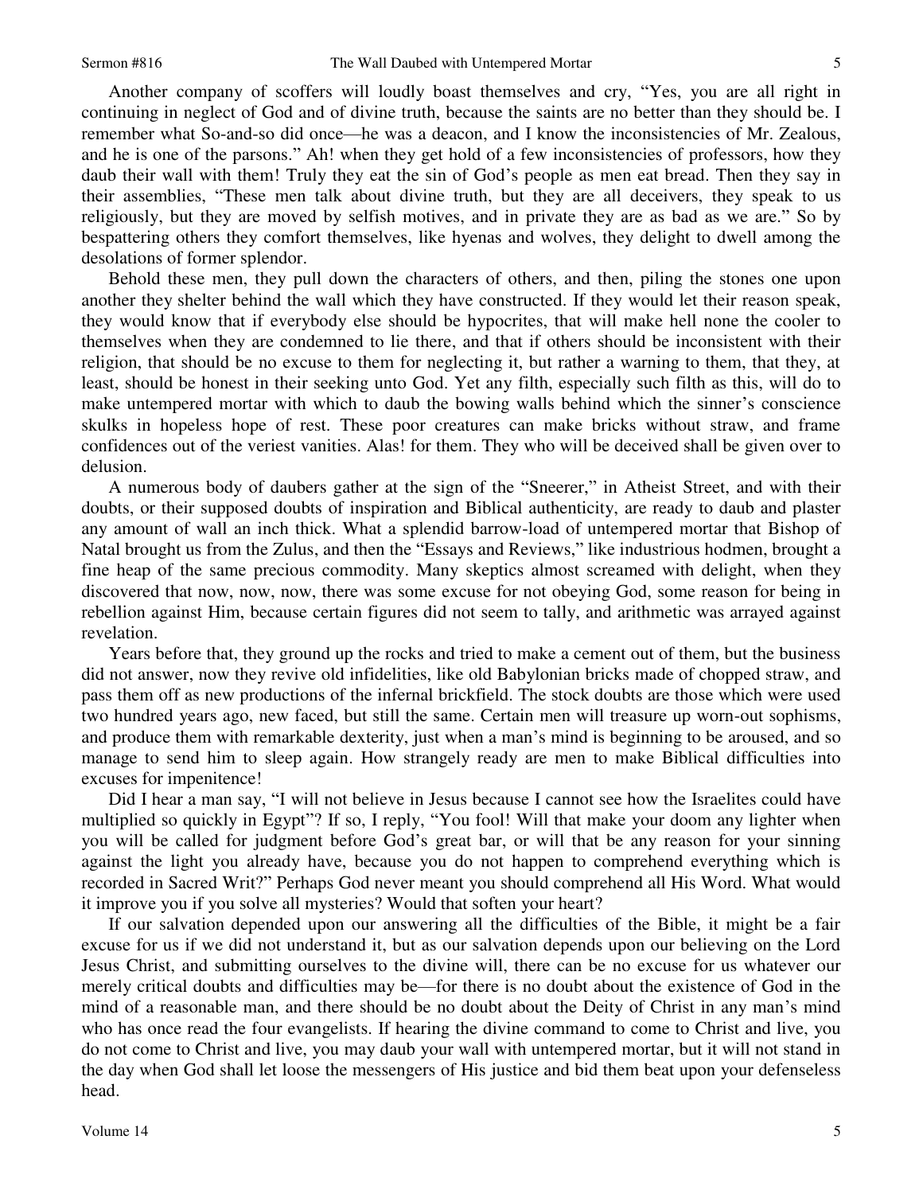Another company of scoffers will loudly boast themselves and cry, "Yes, you are all right in continuing in neglect of God and of divine truth, because the saints are no better than they should be. I remember what So-and-so did once—he was a deacon, and I know the inconsistencies of Mr. Zealous, and he is one of the parsons." Ah! when they get hold of a few inconsistencies of professors, how they daub their wall with them! Truly they eat the sin of God's people as men eat bread. Then they say in their assemblies, "These men talk about divine truth, but they are all deceivers, they speak to us religiously, but they are moved by selfish motives, and in private they are as bad as we are." So by bespattering others they comfort themselves, like hyenas and wolves, they delight to dwell among the desolations of former splendor.

Behold these men, they pull down the characters of others, and then, piling the stones one upon another they shelter behind the wall which they have constructed. If they would let their reason speak, they would know that if everybody else should be hypocrites, that will make hell none the cooler to themselves when they are condemned to lie there, and that if others should be inconsistent with their religion, that should be no excuse to them for neglecting it, but rather a warning to them, that they, at least, should be honest in their seeking unto God. Yet any filth, especially such filth as this, will do to make untempered mortar with which to daub the bowing walls behind which the sinner's conscience skulks in hopeless hope of rest. These poor creatures can make bricks without straw, and frame confidences out of the veriest vanities. Alas! for them. They who will be deceived shall be given over to delusion.

A numerous body of daubers gather at the sign of the "Sneerer," in Atheist Street, and with their doubts, or their supposed doubts of inspiration and Biblical authenticity, are ready to daub and plaster any amount of wall an inch thick. What a splendid barrow-load of untempered mortar that Bishop of Natal brought us from the Zulus, and then the "Essays and Reviews," like industrious hodmen, brought a fine heap of the same precious commodity. Many skeptics almost screamed with delight, when they discovered that now, now, now, there was some excuse for not obeying God, some reason for being in rebellion against Him, because certain figures did not seem to tally, and arithmetic was arrayed against revelation.

Years before that, they ground up the rocks and tried to make a cement out of them, but the business did not answer, now they revive old infidelities, like old Babylonian bricks made of chopped straw, and pass them off as new productions of the infernal brickfield. The stock doubts are those which were used two hundred years ago, new faced, but still the same. Certain men will treasure up worn-out sophisms, and produce them with remarkable dexterity, just when a man's mind is beginning to be aroused, and so manage to send him to sleep again. How strangely ready are men to make Biblical difficulties into excuses for impenitence!

Did I hear a man say, "I will not believe in Jesus because I cannot see how the Israelites could have multiplied so quickly in Egypt"? If so, I reply, "You fool! Will that make your doom any lighter when you will be called for judgment before God's great bar, or will that be any reason for your sinning against the light you already have, because you do not happen to comprehend everything which is recorded in Sacred Writ?" Perhaps God never meant you should comprehend all His Word. What would it improve you if you solve all mysteries? Would that soften your heart?

If our salvation depended upon our answering all the difficulties of the Bible, it might be a fair excuse for us if we did not understand it, but as our salvation depends upon our believing on the Lord Jesus Christ, and submitting ourselves to the divine will, there can be no excuse for us whatever our merely critical doubts and difficulties may be—for there is no doubt about the existence of God in the mind of a reasonable man, and there should be no doubt about the Deity of Christ in any man's mind who has once read the four evangelists. If hearing the divine command to come to Christ and live, you do not come to Christ and live, you may daub your wall with untempered mortar, but it will not stand in the day when God shall let loose the messengers of His justice and bid them beat upon your defenseless head.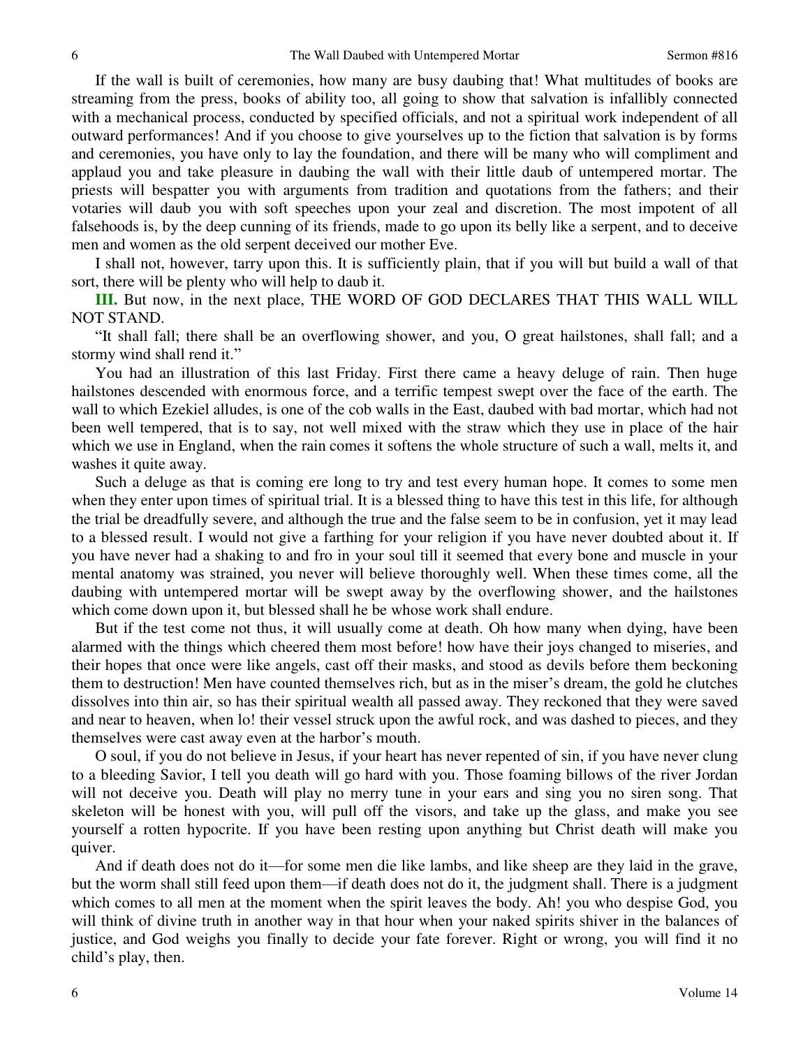If the wall is built of ceremonies, how many are busy daubing that! What multitudes of books are streaming from the press, books of ability too, all going to show that salvation is infallibly connected with a mechanical process, conducted by specified officials, and not a spiritual work independent of all outward performances! And if you choose to give yourselves up to the fiction that salvation is by forms and ceremonies, you have only to lay the foundation, and there will be many who will compliment and applaud you and take pleasure in daubing the wall with their little daub of untempered mortar. The priests will bespatter you with arguments from tradition and quotations from the fathers; and their votaries will daub you with soft speeches upon your zeal and discretion. The most impotent of all falsehoods is, by the deep cunning of its friends, made to go upon its belly like a serpent, and to deceive men and women as the old serpent deceived our mother Eve.

I shall not, however, tarry upon this. It is sufficiently plain, that if you will but build a wall of that sort, there will be plenty who will help to daub it.

**III.** But now, in the next place, THE WORD OF GOD DECLARES THAT THIS WALL WILL NOT STAND.

"It shall fall; there shall be an overflowing shower, and you, O great hailstones, shall fall; and a stormy wind shall rend it."

You had an illustration of this last Friday. First there came a heavy deluge of rain. Then huge hailstones descended with enormous force, and a terrific tempest swept over the face of the earth. The wall to which Ezekiel alludes, is one of the cob walls in the East, daubed with bad mortar, which had not been well tempered, that is to say, not well mixed with the straw which they use in place of the hair which we use in England, when the rain comes it softens the whole structure of such a wall, melts it, and washes it quite away.

Such a deluge as that is coming ere long to try and test every human hope. It comes to some men when they enter upon times of spiritual trial. It is a blessed thing to have this test in this life, for although the trial be dreadfully severe, and although the true and the false seem to be in confusion, yet it may lead to a blessed result. I would not give a farthing for your religion if you have never doubted about it. If you have never had a shaking to and fro in your soul till it seemed that every bone and muscle in your mental anatomy was strained, you never will believe thoroughly well. When these times come, all the daubing with untempered mortar will be swept away by the overflowing shower, and the hailstones which come down upon it, but blessed shall he be whose work shall endure.

But if the test come not thus, it will usually come at death. Oh how many when dying, have been alarmed with the things which cheered them most before! how have their joys changed to miseries, and their hopes that once were like angels, cast off their masks, and stood as devils before them beckoning them to destruction! Men have counted themselves rich, but as in the miser's dream, the gold he clutches dissolves into thin air, so has their spiritual wealth all passed away. They reckoned that they were saved and near to heaven, when lo! their vessel struck upon the awful rock, and was dashed to pieces, and they themselves were cast away even at the harbor's mouth.

O soul, if you do not believe in Jesus, if your heart has never repented of sin, if you have never clung to a bleeding Savior, I tell you death will go hard with you. Those foaming billows of the river Jordan will not deceive you. Death will play no merry tune in your ears and sing you no siren song. That skeleton will be honest with you, will pull off the visors, and take up the glass, and make you see yourself a rotten hypocrite. If you have been resting upon anything but Christ death will make you quiver.

And if death does not do it—for some men die like lambs, and like sheep are they laid in the grave, but the worm shall still feed upon them—if death does not do it, the judgment shall. There is a judgment which comes to all men at the moment when the spirit leaves the body. Ah! you who despise God, you will think of divine truth in another way in that hour when your naked spirits shiver in the balances of justice, and God weighs you finally to decide your fate forever. Right or wrong, you will find it no child's play, then.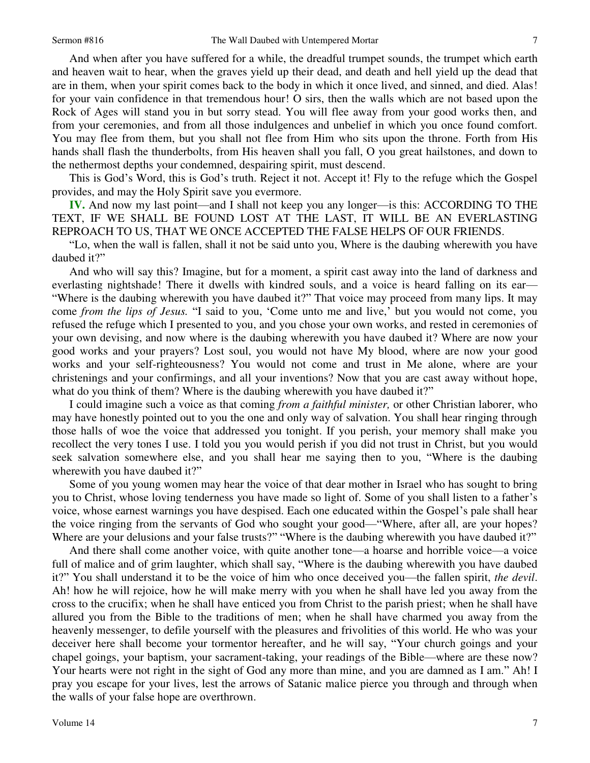And when after you have suffered for a while, the dreadful trumpet sounds, the trumpet which earth and heaven wait to hear, when the graves yield up their dead, and death and hell yield up the dead that are in them, when your spirit comes back to the body in which it once lived, and sinned, and died. Alas! for your vain confidence in that tremendous hour! O sirs, then the walls which are not based upon the Rock of Ages will stand you in but sorry stead. You will flee away from your good works then, and from your ceremonies, and from all those indulgences and unbelief in which you once found comfort. You may flee from them, but you shall not flee from Him who sits upon the throne. Forth from His hands shall flash the thunderbolts, from His heaven shall you fall, O you great hailstones, and down to the nethermost depths your condemned, despairing spirit, must descend.

This is God's Word, this is God's truth. Reject it not. Accept it! Fly to the refuge which the Gospel provides, and may the Holy Spirit save you evermore.

**IV.** And now my last point—and I shall not keep you any longer—is this: ACCORDING TO THE TEXT, IF WE SHALL BE FOUND LOST AT THE LAST, IT WILL BE AN EVERLASTING REPROACH TO US, THAT WE ONCE ACCEPTED THE FALSE HELPS OF OUR FRIENDS.

"Lo, when the wall is fallen, shall it not be said unto you, Where is the daubing wherewith you have daubed it?"

And who will say this? Imagine, but for a moment, a spirit cast away into the land of darkness and everlasting nightshade! There it dwells with kindred souls, and a voice is heard falling on its ear—"Where is the daubing wherewith you have daubed it?" That voice may proceed from many lips. It may come *from the lips of Jesus.* "I said to you, 'Come unto me and live,' but you would not come, you refused the refuge which I presented to you, and you chose your own works, and rested in ceremonies of your own devising, and now where is the daubing wherewith you have daubed it? Where are now your good works and your prayers? Lost soul, you would not have My blood, where are now your good works and your self-righteousness? You would not come and trust in Me alone, where are your christenings and your confirmings, and all your inventions? Now that you are cast away without hope, what do you think of them? Where is the daubing wherewith you have daubed it?"

I could imagine such a voice as that coming *from a faithful minister,* or other Christian laborer, who may have honestly pointed out to you the one and only way of salvation. You shall hear ringing through those halls of woe the voice that addressed you tonight. If you perish, your memory shall make you recollect the very tones I use. I told you you would perish if you did not trust in Christ, but you would seek salvation somewhere else, and you shall hear me saying then to you, "Where is the daubing wherewith you have daubed it?"

Some of you young women may hear the voice of that dear mother in Israel who has sought to bring you to Christ, whose loving tenderness you have made so light of. Some of you shall listen to a father's voice, whose earnest warnings you have despised. Each one educated within the Gospel's pale shall hear the voice ringing from the servants of God who sought your good—"Where, after all, are your hopes? Where are your delusions and your false trusts?" "Where is the daubing wherewith you have daubed it?"

And there shall come another voice, with quite another tone—a hoarse and horrible voice—a voice full of malice and of grim laughter, which shall say, "Where is the daubing wherewith you have daubed it?" You shall understand it to be the voice of him who once deceived you—the fallen spirit, *the devil*. Ah! how he will rejoice, how he will make merry with you when he shall have led you away from the cross to the crucifix; when he shall have enticed you from Christ to the parish priest; when he shall have allured you from the Bible to the traditions of men; when he shall have charmed you away from the heavenly messenger, to defile yourself with the pleasures and frivolities of this world. He who was your deceiver here shall become your tormentor hereafter, and he will say, "Your church goings and your chapel goings, your baptism, your sacrament-taking, your readings of the Bible—where are these now? Your hearts were not right in the sight of God any more than mine, and you are damned as I am." Ah! I pray you escape for your lives, lest the arrows of Satanic malice pierce you through and through when the walls of your false hope are overthrown.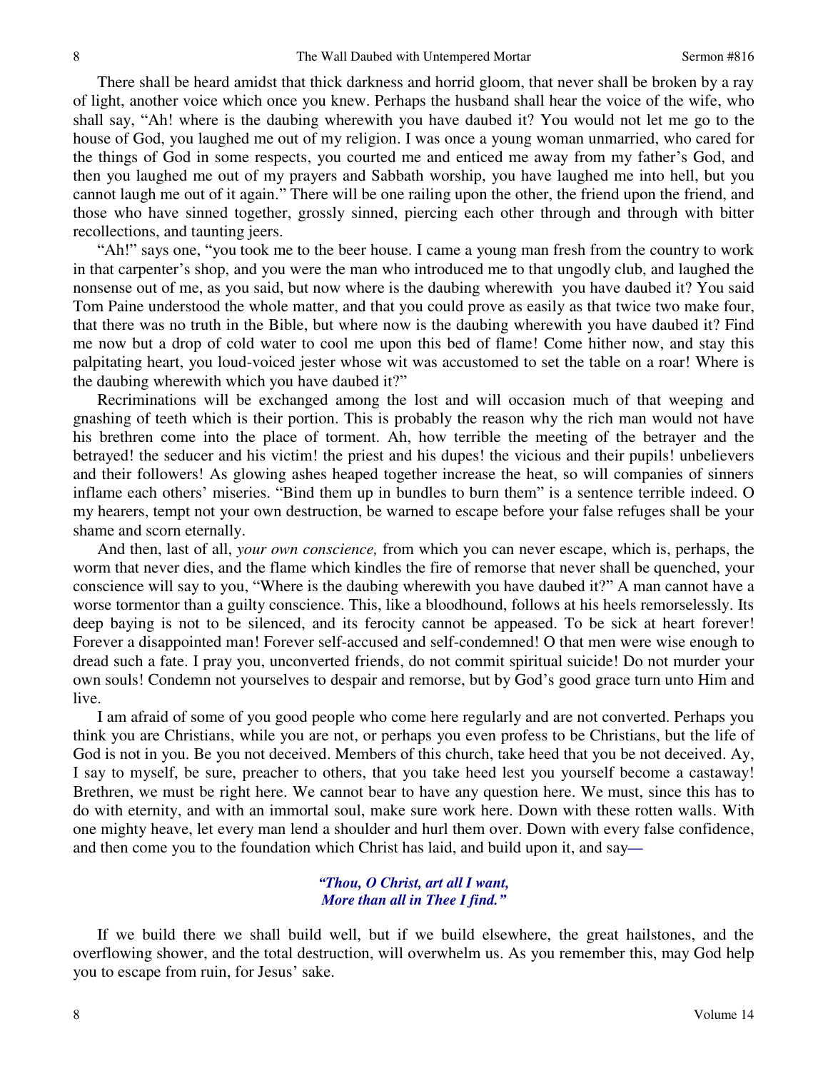There shall be heard amidst that thick darkness and horrid gloom, that never shall be broken by a ray of light, another voice which once you knew. Perhaps the husband shall hear the voice of the wife, who shall say, "Ah! where is the daubing wherewith you have daubed it? You would not let me go to the house of God, you laughed me out of my religion. I was once a young woman unmarried, who cared for the things of God in some respects, you courted me and enticed me away from my father's God, and then you laughed me out of my prayers and Sabbath worship, you have laughed me into hell, but you cannot laugh me out of it again." There will be one railing upon the other, the friend upon the friend, and those who have sinned together, grossly sinned, piercing each other through and through with bitter recollections, and taunting jeers.

"Ah!" says one, "you took me to the beer house. I came a young man fresh from the country to work in that carpenter's shop, and you were the man who introduced me to that ungodly club, and laughed the nonsense out of me, as you said, but now where is the daubing wherewith you have daubed it? You said Tom Paine understood the whole matter, and that you could prove as easily as that twice two make four, that there was no truth in the Bible, but where now is the daubing wherewith you have daubed it? Find me now but a drop of cold water to cool me upon this bed of flame! Come hither now, and stay this palpitating heart, you loud-voiced jester whose wit was accustomed to set the table on a roar! Where is the daubing wherewith which you have daubed it?"

Recriminations will be exchanged among the lost and will occasion much of that weeping and gnashing of teeth which is their portion. This is probably the reason why the rich man would not have his brethren come into the place of torment. Ah, how terrible the meeting of the betrayer and the betrayed! the seducer and his victim! the priest and his dupes! the vicious and their pupils! unbelievers and their followers! As glowing ashes heaped together increase the heat, so will companies of sinners inflame each others' miseries. "Bind them up in bundles to burn them" is a sentence terrible indeed. O my hearers, tempt not your own destruction, be warned to escape before your false refuges shall be your shame and scorn eternally.

And then, last of all, *your own conscience,* from which you can never escape, which is, perhaps, the worm that never dies, and the flame which kindles the fire of remorse that never shall be quenched, your conscience will say to you, "Where is the daubing wherewith you have daubed it?" A man cannot have a worse tormentor than a guilty conscience. This, like a bloodhound, follows at his heels remorselessly. Its deep baying is not to be silenced, and its ferocity cannot be appeased. To be sick at heart forever! Forever a disappointed man! Forever self-accused and self-condemned! O that men were wise enough to dread such a fate. I pray you, unconverted friends, do not commit spiritual suicide! Do not murder your own souls! Condemn not yourselves to despair and remorse, but by God's good grace turn unto Him and live.

I am afraid of some of you good people who come here regularly and are not converted. Perhaps you think you are Christians, while you are not, or perhaps you even profess to be Christians, but the life of God is not in you. Be you not deceived. Members of this church, take heed that you be not deceived. Ay, I say to myself, be sure, preacher to others, that you take heed lest you yourself become a castaway! Brethren, we must be right here. We cannot bear to have any question here. We must, since this has to do with eternity, and with an immortal soul, make sure work here. Down with these rotten walls. With one mighty heave, let every man lend a shoulder and hurl them over. Down with every false confidence, and then come you to the foundation which Christ has laid, and build upon it, and say—

> ***"Thou, O Christ, art all I want,***
> ***More than all in Thee I find."***

If we build there we shall build well, but if we build elsewhere, the great hailstones, and the overflowing shower, and the total destruction, will overwhelm us. As you remember this, may God help you to escape from ruin, for Jesus' sake.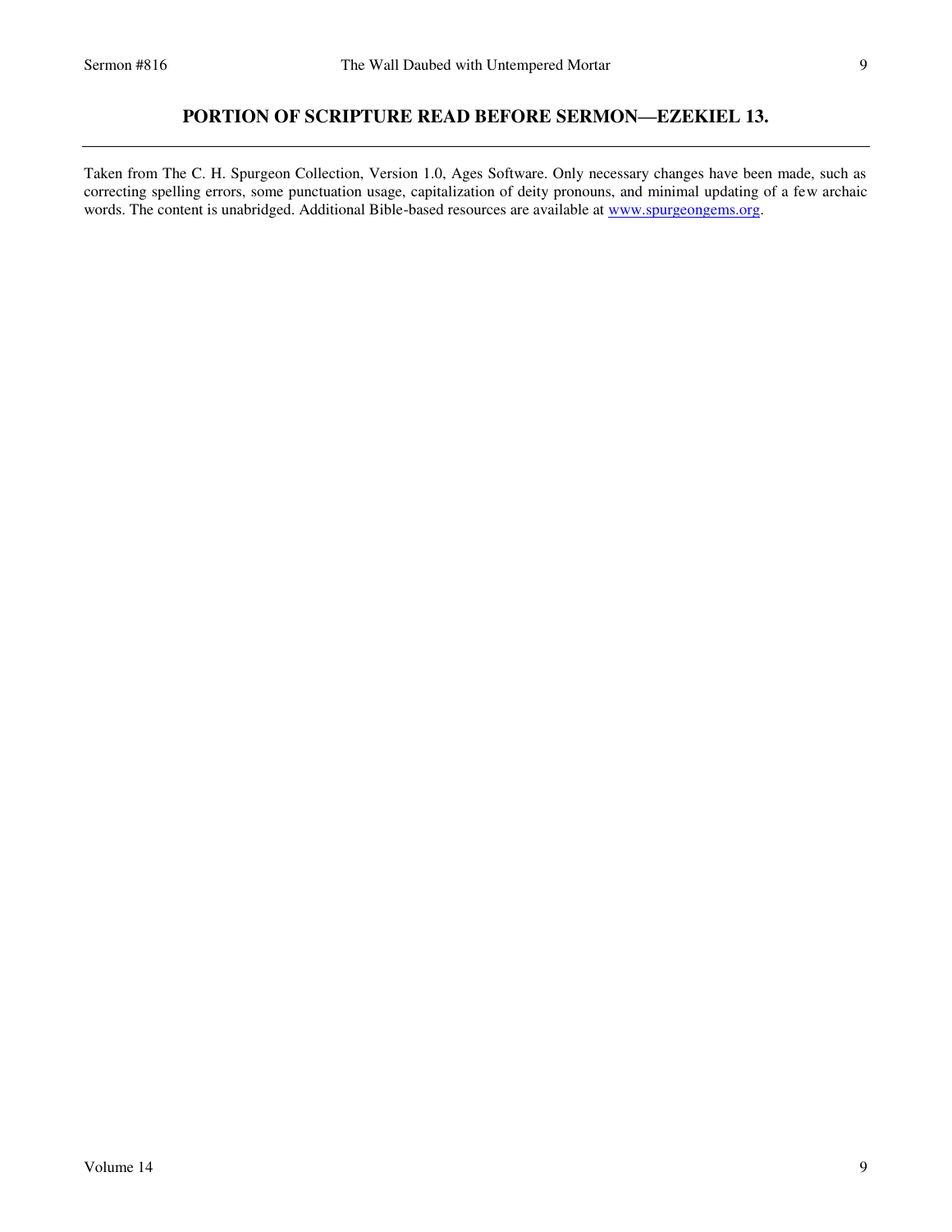## PORTION OF SCRIPTURE READ BEFORE SERMON—EZEKIEL 13.

---

Taken from The C. H. Spurgeon Collection, Version 1.0, Ages Software. Only necessary changes have been made, such as correcting spelling errors, some punctuation usage, capitalization of deity pronouns, and minimal updating of a few archaic words. The content is unabridged. Additional Bible-based resources are available at [www.spurgeongems.org](http://www.spurgeongems.org).